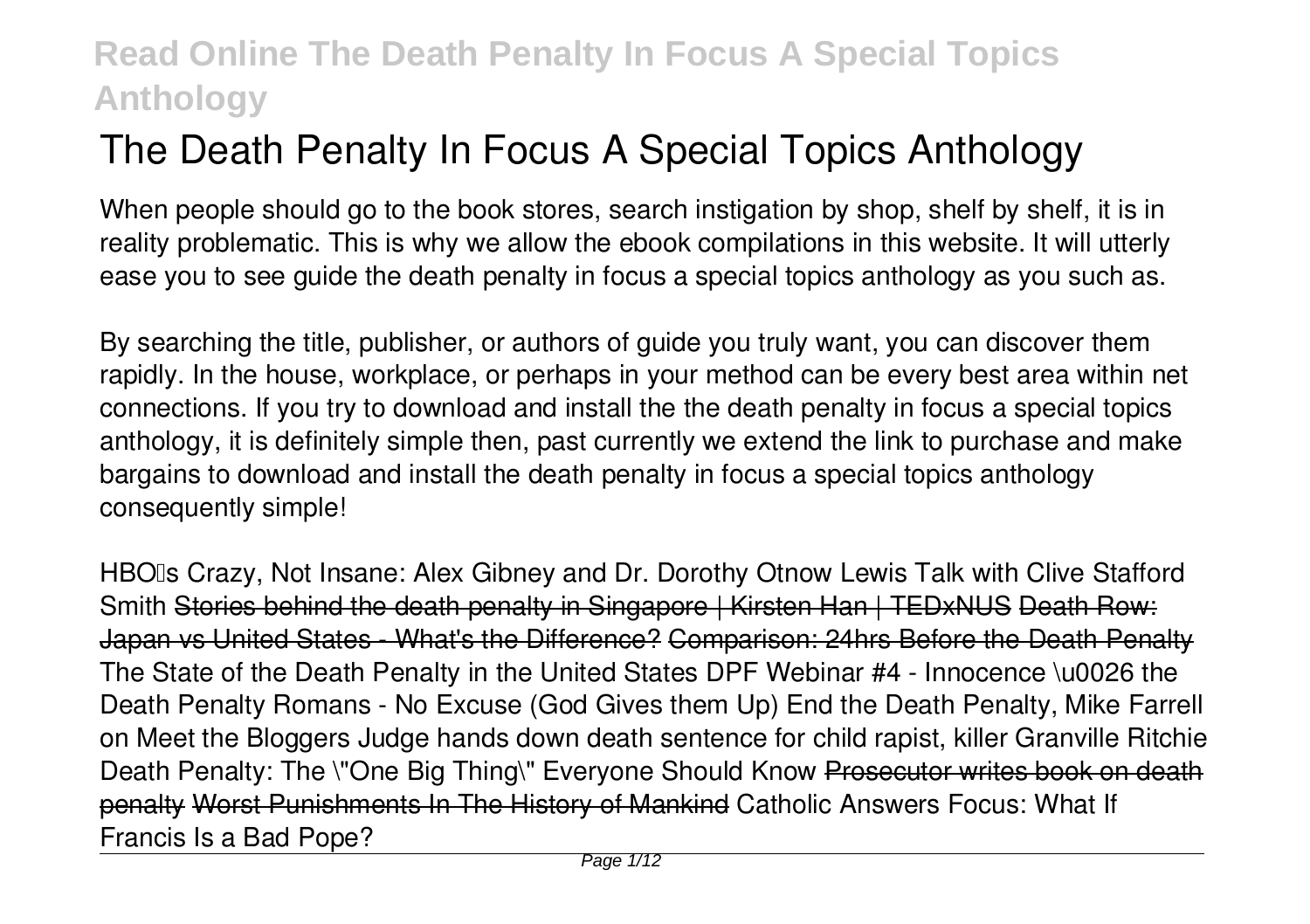# The Death Penalty In Focus A Special Topics Anthology

When people should go to the book stores, search instigation by shop, shelf by shelf, it is in reality problematic. This is why we allow the ebook compilations in this website. It will utterly ease you to see guide the death penalty in focus a special topics anthology as you such as.

By searching the title, publisher, or authors of guide you truly want, you can discover them rapidly. In the house, workplace, or perhaps in your method can be every best area within net connections. If you try to download and install the the death penalty in focus a special topics anthology, it is definitely simple then, past currently we extend the link to purchase and make bargains to download and install the death penalty in focus a special topics anthology consequently simple!

**HBO's Crazy, Not Insane: Alex Gibney and Dr. Dorothy Otnow Lewis Talk with Clive Stafford Smith** Stories behind the death penalty in Singapore | Kirsten Han | TEDxNUS Death Row: Japan vs United States - What's the Difference? Comparison: 24hrs Before the Death Penalty **The State of the Death Penalty in the United States** **DPF Webinar #4 - Innocence \u0026 the Death Penalty** **Romans - No Excuse (God Gives them Up)** **End the Death Penalty, Mike Farrell on Meet the Bloggers** **Judge hands down death sentence for child rapist, killer Granville Ritchie** **Death Penalty: The \"One Big Thing\" Everyone Should Know** Prosecutor writes book on death penalty Worst Punishments In The History of Mankind **Catholic Answers Focus: What If Francis Is a Bad Pope?**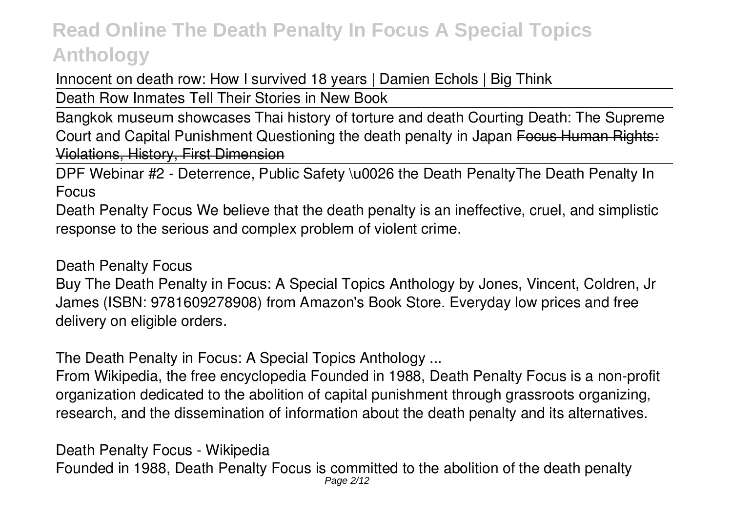Innocent on death row: How I survived 18 years | Damien Echols | Big Think

Death Row Inmates Tell Their Stories in New Book

Bangkok museum showcases Thai history of torture and death Courting Death: The Supreme Court and Capital Punishment Questioning the death penalty in Japan ~~Focus Human Rights: Violations, History, First Dimension~~

DPF Webinar #2 - Deterrence, Public Safety \u0026 the Death Penalty*The Death Penalty In Focus*

Death Penalty Focus We believe that the death penalty is an ineffective, cruel, and simplistic response to the serious and complex problem of violent crime.

*Death Penalty Focus*

Buy The Death Penalty in Focus: A Special Topics Anthology by Jones, Vincent, Coldren, Jr James (ISBN: 9781609278908) from Amazon's Book Store. Everyday low prices and free delivery on eligible orders.

*The Death Penalty in Focus: A Special Topics Anthology ...*

From Wikipedia, the free encyclopedia Founded in 1988, Death Penalty Focus is a non-profit organization dedicated to the abolition of capital punishment through grassroots organizing, research, and the dissemination of information about the death penalty and its alternatives.

*Death Penalty Focus - Wikipedia*

Founded in 1988, Death Penalty Focus is committed to the abolition of the death penalty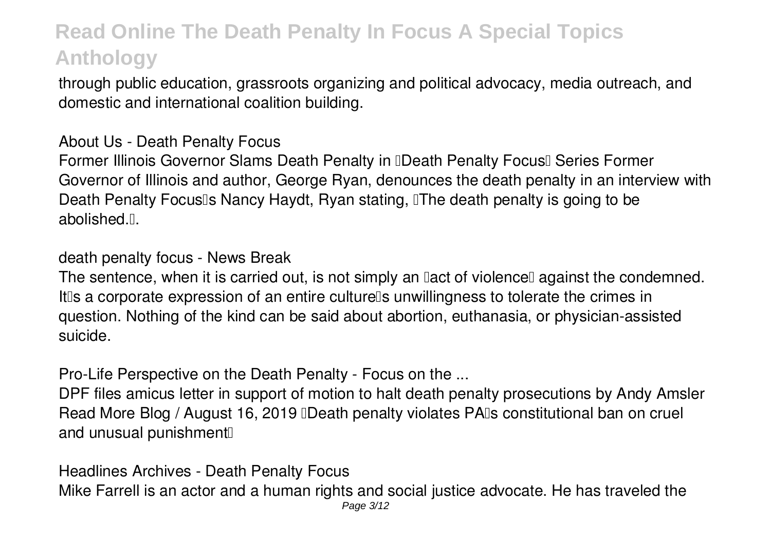through public education, grassroots organizing and political advocacy, media outreach, and domestic and international coalition building.

**About Us - Death Penalty Focus**

Former Illinois Governor Slams Death Penalty in "Death Penalty Focus" Series Former Governor of Illinois and author, George Ryan, denounces the death penalty in an interview with Death Penalty Focus's Nancy Haydt, Ryan stating, "The death penalty is going to be abolished.".

**death penalty focus - News Break**

The sentence, when it is carried out, is not simply an "act of violence" against the condemned. It's a corporate expression of an entire culture's unwillingness to tolerate the crimes in question. Nothing of the kind can be said about abortion, euthanasia, or physician-assisted suicide.

**Pro-Life Perspective on the Death Penalty - Focus on the ...**

DPF files amicus letter in support of motion to halt death penalty prosecutions by Andy Amsler Read More Blog / August 16, 2019 "Death penalty violates PA's constitutional ban on cruel and unusual punishment"

**Headlines Archives - Death Penalty Focus**

Mike Farrell is an actor and a human rights and social justice advocate. He has traveled the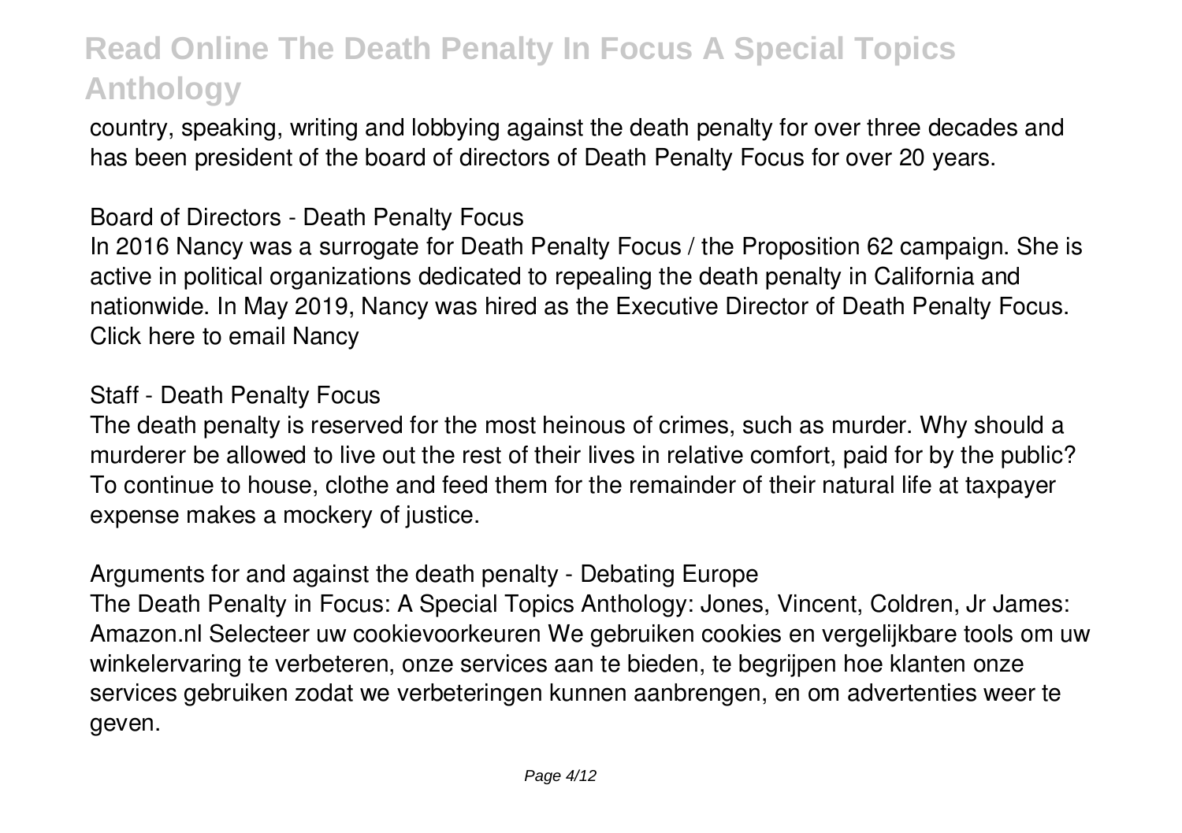country, speaking, writing and lobbying against the death penalty for over three decades and has been president of the board of directors of Death Penalty Focus for over 20 years.

**Board of Directors - Death Penalty Focus**

In 2016 Nancy was a surrogate for Death Penalty Focus / the Proposition 62 campaign. She is active in political organizations dedicated to repealing the death penalty in California and nationwide. In May 2019, Nancy was hired as the Executive Director of Death Penalty Focus. Click here to email Nancy

**Staff - Death Penalty Focus**

The death penalty is reserved for the most heinous of crimes, such as murder. Why should a murderer be allowed to live out the rest of their lives in relative comfort, paid for by the public? To continue to house, clothe and feed them for the remainder of their natural life at taxpayer expense makes a mockery of justice.

**Arguments for and against the death penalty - Debating Europe**

The Death Penalty in Focus: A Special Topics Anthology: Jones, Vincent, Coldren, Jr James: Amazon.nl Selecteer uw cookievoorkeuren We gebruiken cookies en vergelijkbare tools om uw winkelervaring te verbeteren, onze services aan te bieden, te begrijpen hoe klanten onze services gebruiken zodat we verbeteringen kunnen aanbrengen, en om advertenties weer te geven.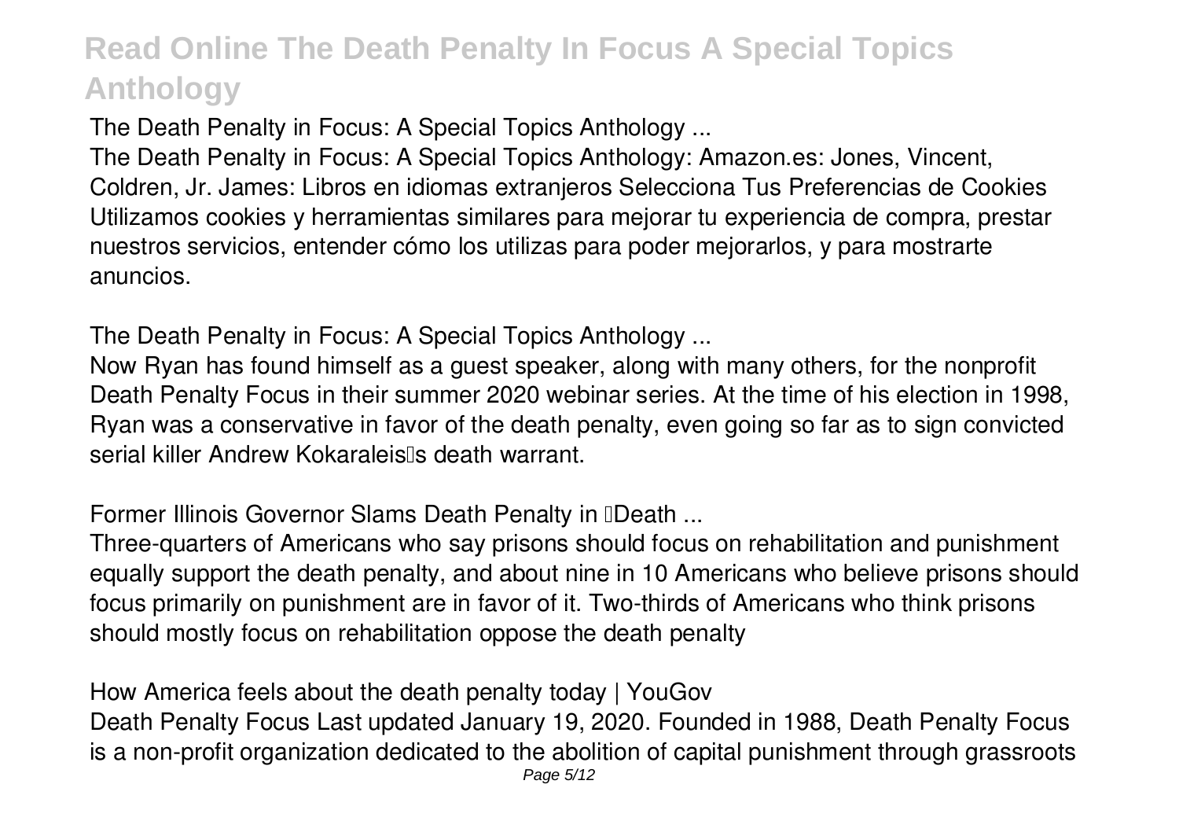**The Death Penalty in Focus: A Special Topics Anthology ...**

The Death Penalty in Focus: A Special Topics Anthology: Amazon.es: Jones, Vincent, Coldren, Jr. James: Libros en idiomas extranjeros Selecciona Tus Preferencias de Cookies Utilizamos cookies y herramientas similares para mejorar tu experiencia de compra, prestar nuestros servicios, entender cómo los utilizas para poder mejorarlos, y para mostrarte anuncios.

**The Death Penalty in Focus: A Special Topics Anthology ...**

Now Ryan has found himself as a guest speaker, along with many others, for the nonprofit Death Penalty Focus in their summer 2020 webinar series. At the time of his election in 1998, Ryan was a conservative in favor of the death penalty, even going so far as to sign convicted serial killer Andrew Kokaraleis's death warrant.

**Former Illinois Governor Slams Death Penalty in 'Death ...**

Three-quarters of Americans who say prisons should focus on rehabilitation and punishment equally support the death penalty, and about nine in 10 Americans who believe prisons should focus primarily on punishment are in favor of it. Two-thirds of Americans who think prisons should mostly focus on rehabilitation oppose the death penalty

**How America feels about the death penalty today | YouGov**

Death Penalty Focus Last updated January 19, 2020. Founded in 1988, Death Penalty Focus is a non-profit organization dedicated to the abolition of capital punishment through grassroots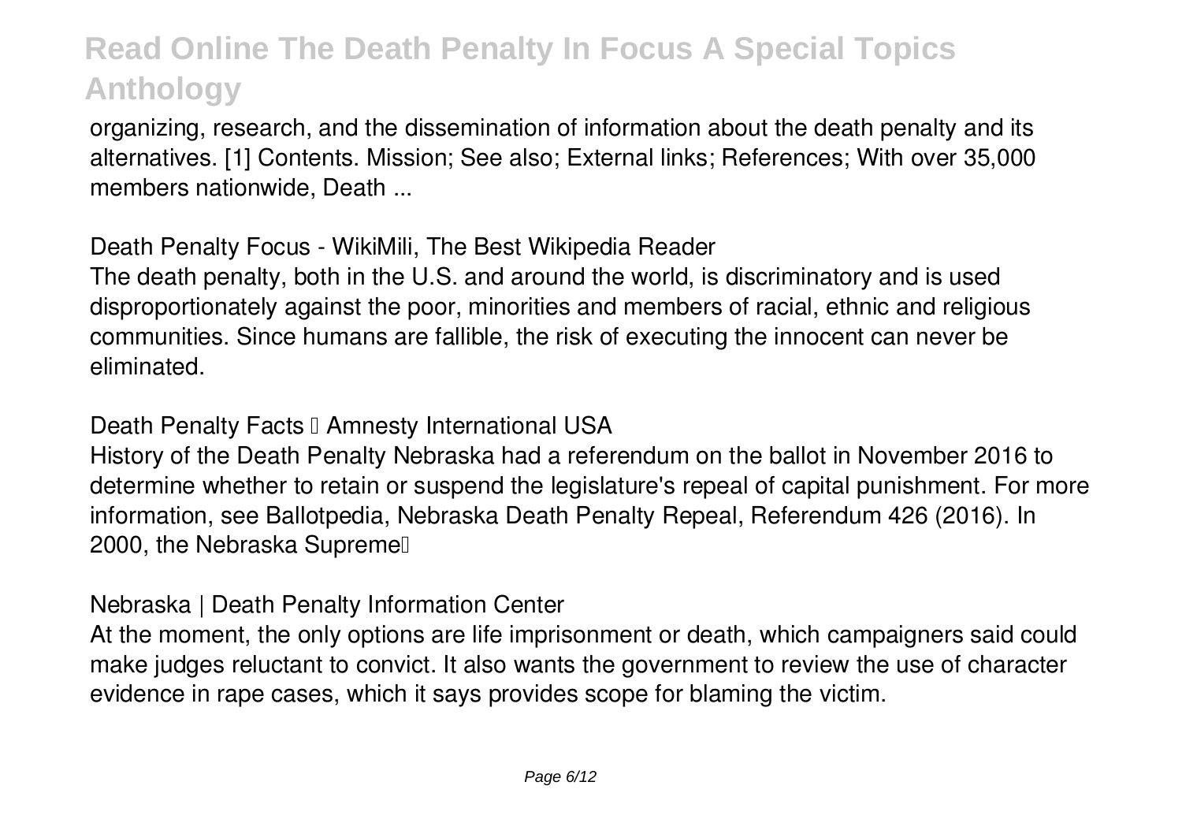organizing, research, and the dissemination of information about the death penalty and its alternatives. [1] Contents. Mission; See also; External links; References; With over 35,000 members nationwide, Death ...

**Death Penalty Focus - WikiMili, The Best Wikipedia Reader**

The death penalty, both in the U.S. and around the world, is discriminatory and is used disproportionately against the poor, minorities and members of racial, ethnic and religious communities. Since humans are fallible, the risk of executing the innocent can never be eliminated.

**Death Penalty Facts – Amnesty International USA**

History of the Death Penalty Nebraska had a referendum on the ballot in November 2016 to determine whether to retain or suspend the legislature's repeal of capital punishment. For more information, see Ballotpedia, Nebraska Death Penalty Repeal, Referendum 426 (2016). In 2000, the Nebraska Supreme…

**Nebraska | Death Penalty Information Center**

At the moment, the only options are life imprisonment or death, which campaigners said could make judges reluctant to convict. It also wants the government to review the use of character evidence in rape cases, which it says provides scope for blaming the victim.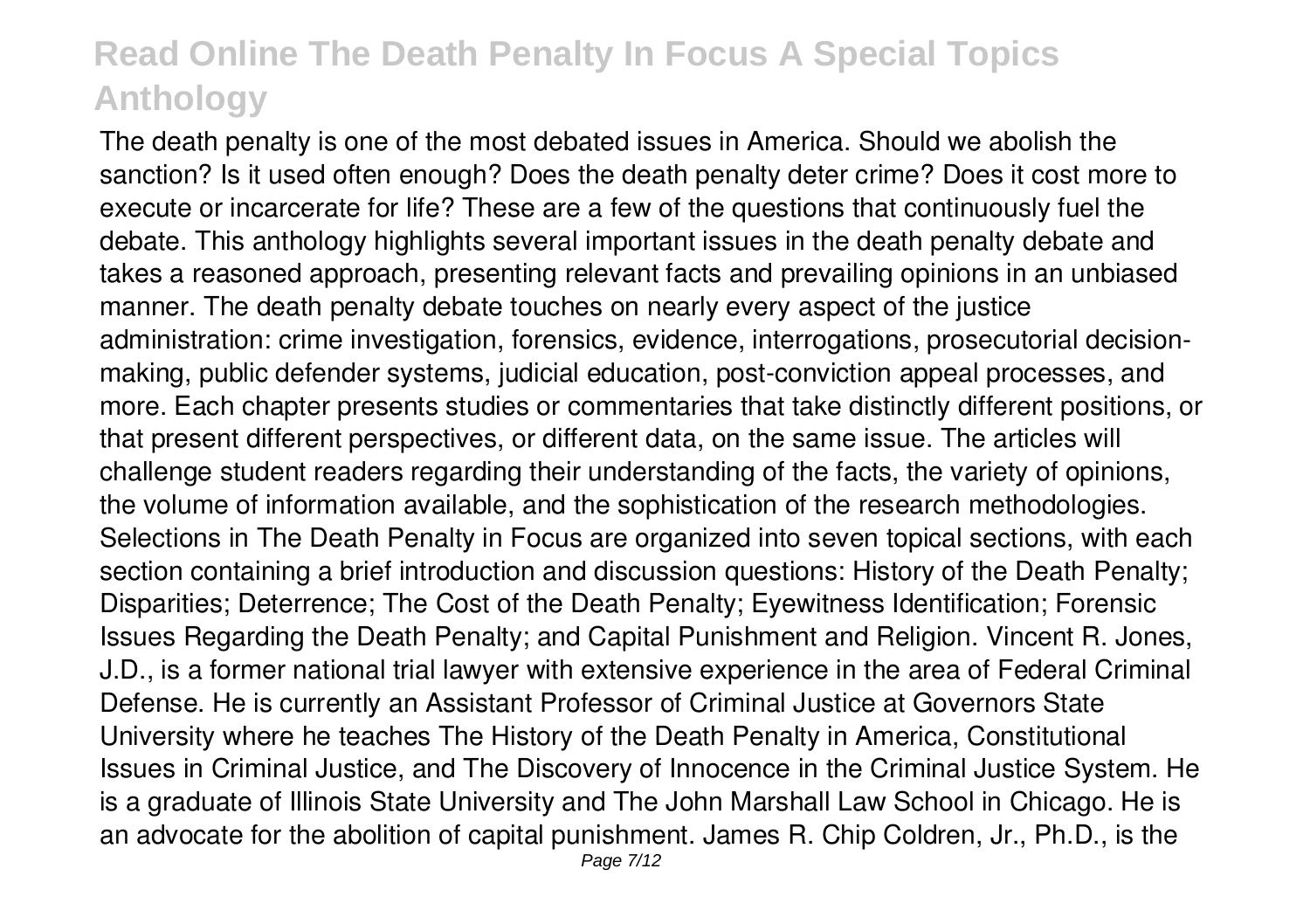The death penalty is one of the most debated issues in America. Should we abolish the sanction? Is it used often enough? Does the death penalty deter crime? Does it cost more to execute or incarcerate for life? These are a few of the questions that continuously fuel the debate. This anthology highlights several important issues in the death penalty debate and takes a reasoned approach, presenting relevant facts and prevailing opinions in an unbiased manner. The death penalty debate touches on nearly every aspect of the justice administration: crime investigation, forensics, evidence, interrogations, prosecutorial decision-making, public defender systems, judicial education, post-conviction appeal processes, and more. Each chapter presents studies or commentaries that take distinctly different positions, or that present different perspectives, or different data, on the same issue. The articles will challenge student readers regarding their understanding of the facts, the variety of opinions, the volume of information available, and the sophistication of the research methodologies. Selections in The Death Penalty in Focus are organized into seven topical sections, with each section containing a brief introduction and discussion questions: History of the Death Penalty; Disparities; Deterrence; The Cost of the Death Penalty; Eyewitness Identification; Forensic Issues Regarding the Death Penalty; and Capital Punishment and Religion. Vincent R. Jones, J.D., is a former national trial lawyer with extensive experience in the area of Federal Criminal Defense. He is currently an Assistant Professor of Criminal Justice at Governors State University where he teaches The History of the Death Penalty in America, Constitutional Issues in Criminal Justice, and The Discovery of Innocence in the Criminal Justice System. He is a graduate of Illinois State University and The John Marshall Law School in Chicago. He is an advocate for the abolition of capital punishment. James R. Chip Coldren, Jr., Ph.D., is the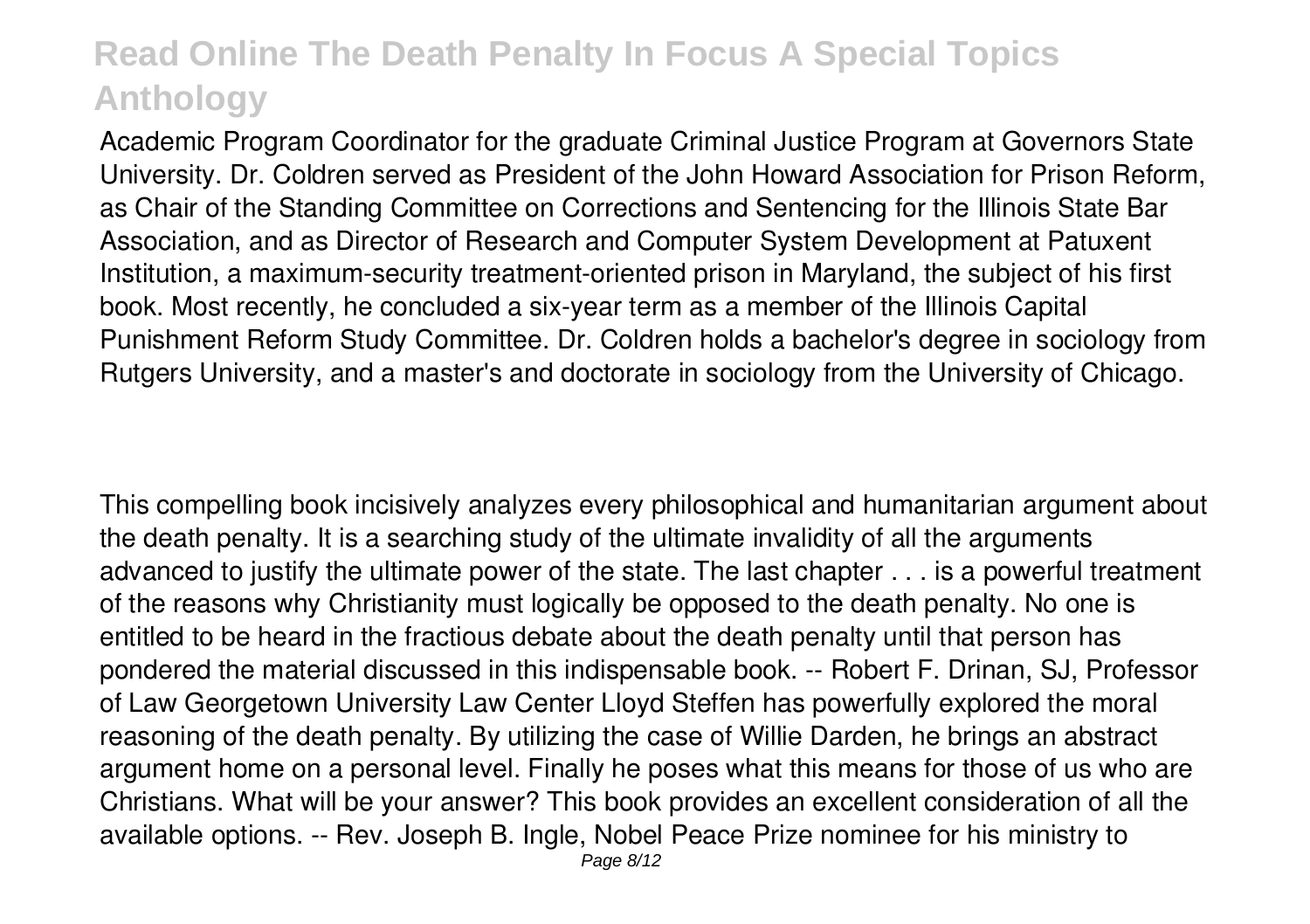Academic Program Coordinator for the graduate Criminal Justice Program at Governors State University. Dr. Coldren served as President of the John Howard Association for Prison Reform, as Chair of the Standing Committee on Corrections and Sentencing for the Illinois State Bar Association, and as Director of Research and Computer System Development at Patuxent Institution, a maximum-security treatment-oriented prison in Maryland, the subject of his first book. Most recently, he concluded a six-year term as a member of the Illinois Capital Punishment Reform Study Committee. Dr. Coldren holds a bachelor's degree in sociology from Rutgers University, and a master's and doctorate in sociology from the University of Chicago.

This compelling book incisively analyzes every philosophical and humanitarian argument about the death penalty. It is a searching study of the ultimate invalidity of all the arguments advanced to justify the ultimate power of the state. The last chapter . . . is a powerful treatment of the reasons why Christianity must logically be opposed to the death penalty. No one is entitled to be heard in the fractious debate about the death penalty until that person has pondered the material discussed in this indispensable book. -- Robert F. Drinan, SJ, Professor of Law Georgetown University Law Center Lloyd Steffen has powerfully explored the moral reasoning of the death penalty. By utilizing the case of Willie Darden, he brings an abstract argument home on a personal level. Finally he poses what this means for those of us who are Christians. What will be your answer? This book provides an excellent consideration of all the available options. -- Rev. Joseph B. Ingle, Nobel Peace Prize nominee for his ministry to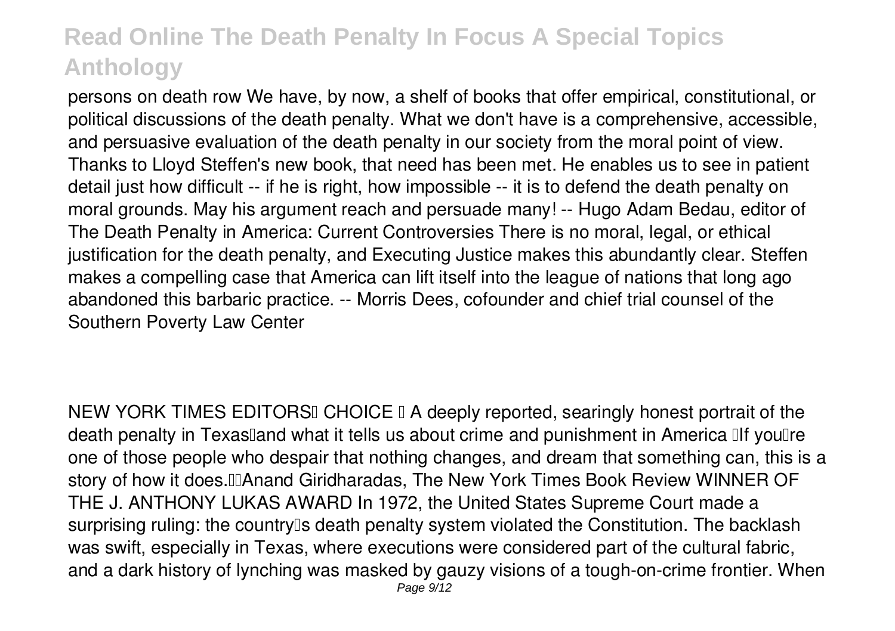persons on death row We have, by now, a shelf of books that offer empirical, constitutional, or political discussions of the death penalty. What we don't have is a comprehensive, accessible, and persuasive evaluation of the death penalty in our society from the moral point of view. Thanks to Lloyd Steffen's new book, that need has been met. He enables us to see in patient detail just how difficult -- if he is right, how impossible -- it is to defend the death penalty on moral grounds. May his argument reach and persuade many! -- Hugo Adam Bedau, editor of The Death Penalty in America: Current Controversies There is no moral, legal, or ethical justification for the death penalty, and Executing Justice makes this abundantly clear. Steffen makes a compelling case that America can lift itself into the league of nations that long ago abandoned this barbaric practice. -- Morris Dees, cofounder and chief trial counsel of the Southern Poverty Law Center

NEW YORK TIMES EDITORS' CHOICE • A deeply reported, searingly honest portrait of the death penalty in Texas—and what it tells us about crime and punishment in America "If you're one of those people who despair that nothing changes, and dream that something can, this is a story of how it does."—Anand Giridharadas, The New York Times Book Review WINNER OF THE J. ANTHONY LUKAS AWARD In 1972, the United States Supreme Court made a surprising ruling: the country's death penalty system violated the Constitution. The backlash was swift, especially in Texas, where executions were considered part of the cultural fabric, and a dark history of lynching was masked by gauzy visions of a tough-on-crime frontier. When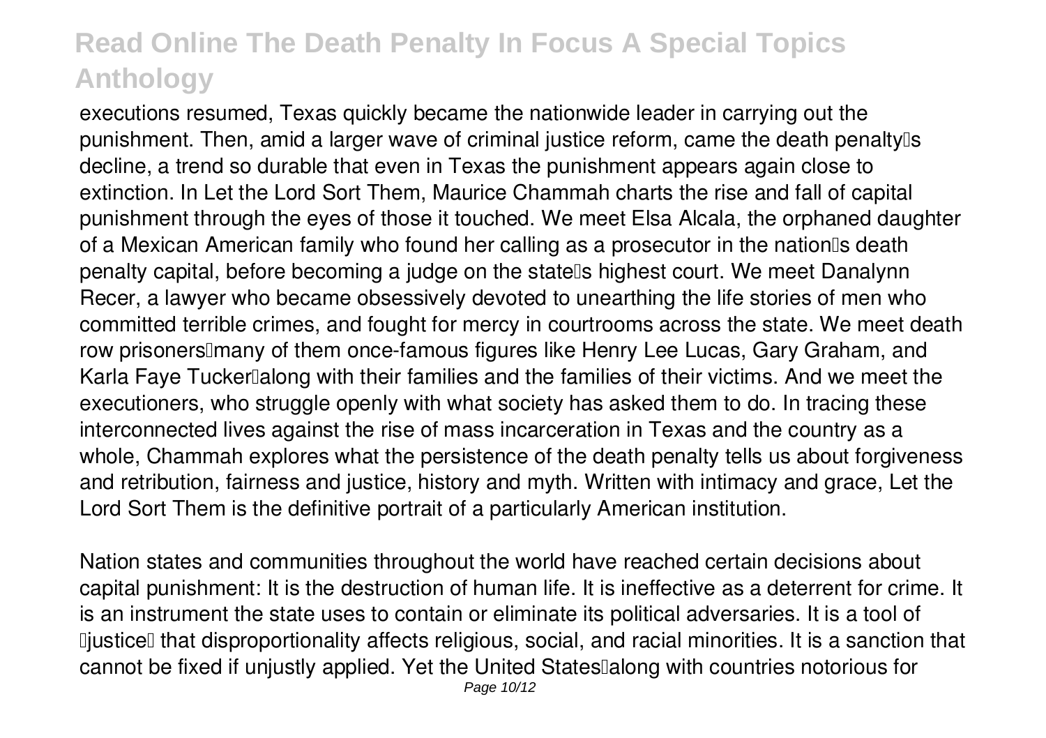executions resumed, Texas quickly became the nationwide leader in carrying out the punishment. Then, amid a larger wave of criminal justice reform, came the death penalty's decline, a trend so durable that even in Texas the punishment appears again close to extinction. In Let the Lord Sort Them, Maurice Chammah charts the rise and fall of capital punishment through the eyes of those it touched. We meet Elsa Alcala, the orphaned daughter of a Mexican American family who found her calling as a prosecutor in the nation's death penalty capital, before becoming a judge on the state's highest court. We meet Danalynn Recer, a lawyer who became obsessively devoted to unearthing the life stories of men who committed terrible crimes, and fought for mercy in courtrooms across the state. We meet death row prisoners—many of them once-famous figures like Henry Lee Lucas, Gary Graham, and Karla Faye Tucker—along with their families and the families of their victims. And we meet the executioners, who struggle openly with what society has asked them to do. In tracing these interconnected lives against the rise of mass incarceration in Texas and the country as a whole, Chammah explores what the persistence of the death penalty tells us about forgiveness and retribution, fairness and justice, history and myth. Written with intimacy and grace, Let the Lord Sort Them is the definitive portrait of a particularly American institution.

Nation states and communities throughout the world have reached certain decisions about capital punishment: It is the destruction of human life. It is ineffective as a deterrent for crime. It is an instrument the state uses to contain or eliminate its political adversaries. It is a tool of "justice" that disproportionality affects religious, social, and racial minorities. It is a sanction that cannot be fixed if unjustly applied. Yet the United States—along with countries notorious for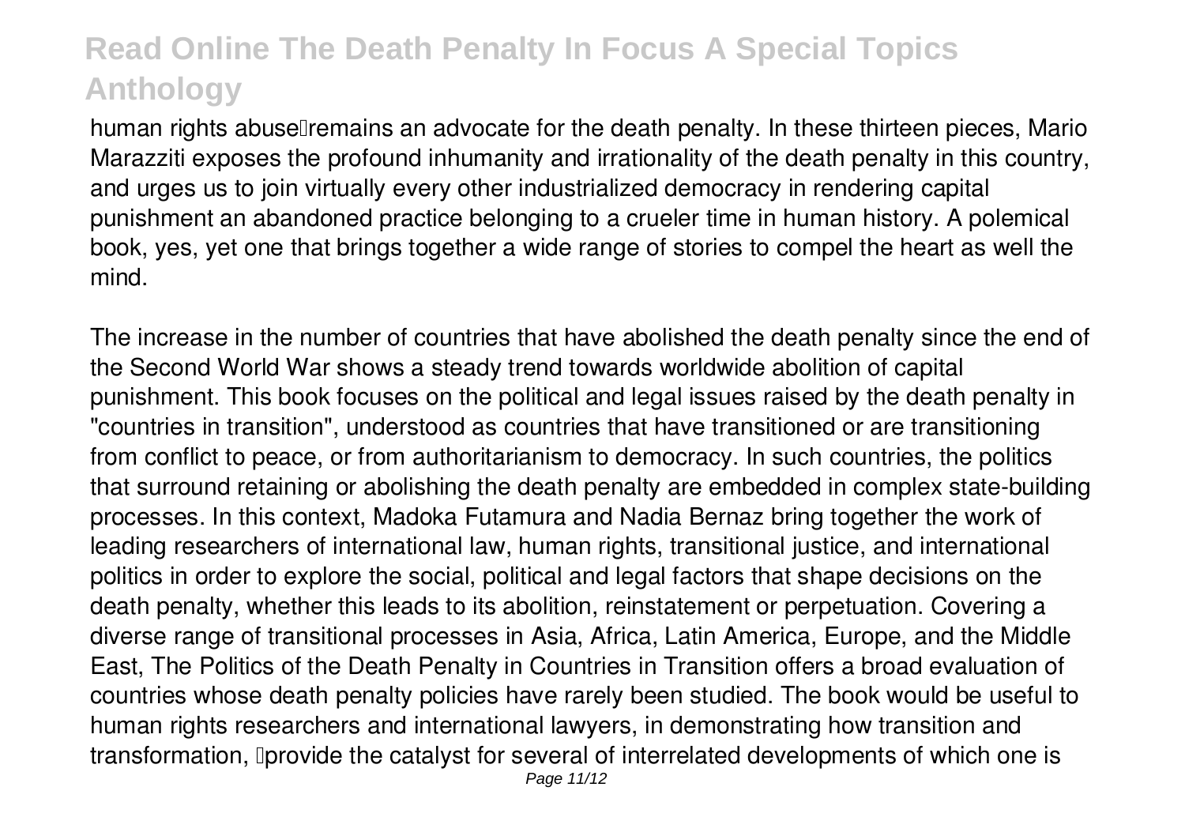human rights abuse—remains an advocate for the death penalty. In these thirteen pieces, Mario Marazziti exposes the profound inhumanity and irrationality of the death penalty in this country, and urges us to join virtually every other industrialized democracy in rendering capital punishment an abandoned practice belonging to a crueler time in human history. A polemical book, yes, yet one that brings together a wide range of stories to compel the heart as well the mind.

The increase in the number of countries that have abolished the death penalty since the end of the Second World War shows a steady trend towards worldwide abolition of capital punishment. This book focuses on the political and legal issues raised by the death penalty in "countries in transition", understood as countries that have transitioned or are transitioning from conflict to peace, or from authoritarianism to democracy. In such countries, the politics that surround retaining or abolishing the death penalty are embedded in complex state-building processes. In this context, Madoka Futamura and Nadia Bernaz bring together the work of leading researchers of international law, human rights, transitional justice, and international politics in order to explore the social, political and legal factors that shape decisions on the death penalty, whether this leads to its abolition, reinstatement or perpetuation. Covering a diverse range of transitional processes in Asia, Africa, Latin America, Europe, and the Middle East, The Politics of the Death Penalty in Countries in Transition offers a broad evaluation of countries whose death penalty policies have rarely been studied. The book would be useful to human rights researchers and international lawyers, in demonstrating how transition and transformation, 'provide the catalyst for several of interrelated developments of which one is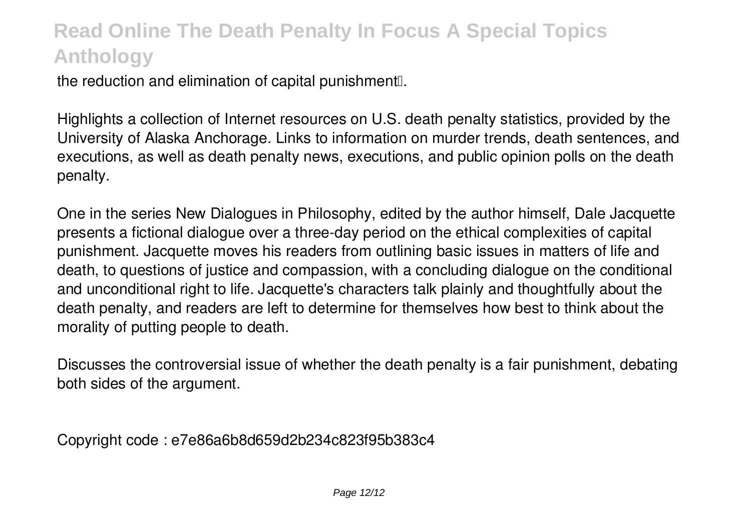the reduction and elimination of capital punishment.

Highlights a collection of Internet resources on U.S. death penalty statistics, provided by the University of Alaska Anchorage. Links to information on murder trends, death sentences, and executions, as well as death penalty news, executions, and public opinion polls on the death penalty.

One in the series New Dialogues in Philosophy, edited by the author himself, Dale Jacquette presents a fictional dialogue over a three-day period on the ethical complexities of capital punishment. Jacquette moves his readers from outlining basic issues in matters of life and death, to questions of justice and compassion, with a concluding dialogue on the conditional and unconditional right to life. Jacquette's characters talk plainly and thoughtfully about the death penalty, and readers are left to determine for themselves how best to think about the morality of putting people to death.

Discusses the controversial issue of whether the death penalty is a fair punishment, debating both sides of the argument.

Copyright code : e7e86a6b8d659d2b234c823f95b383c4